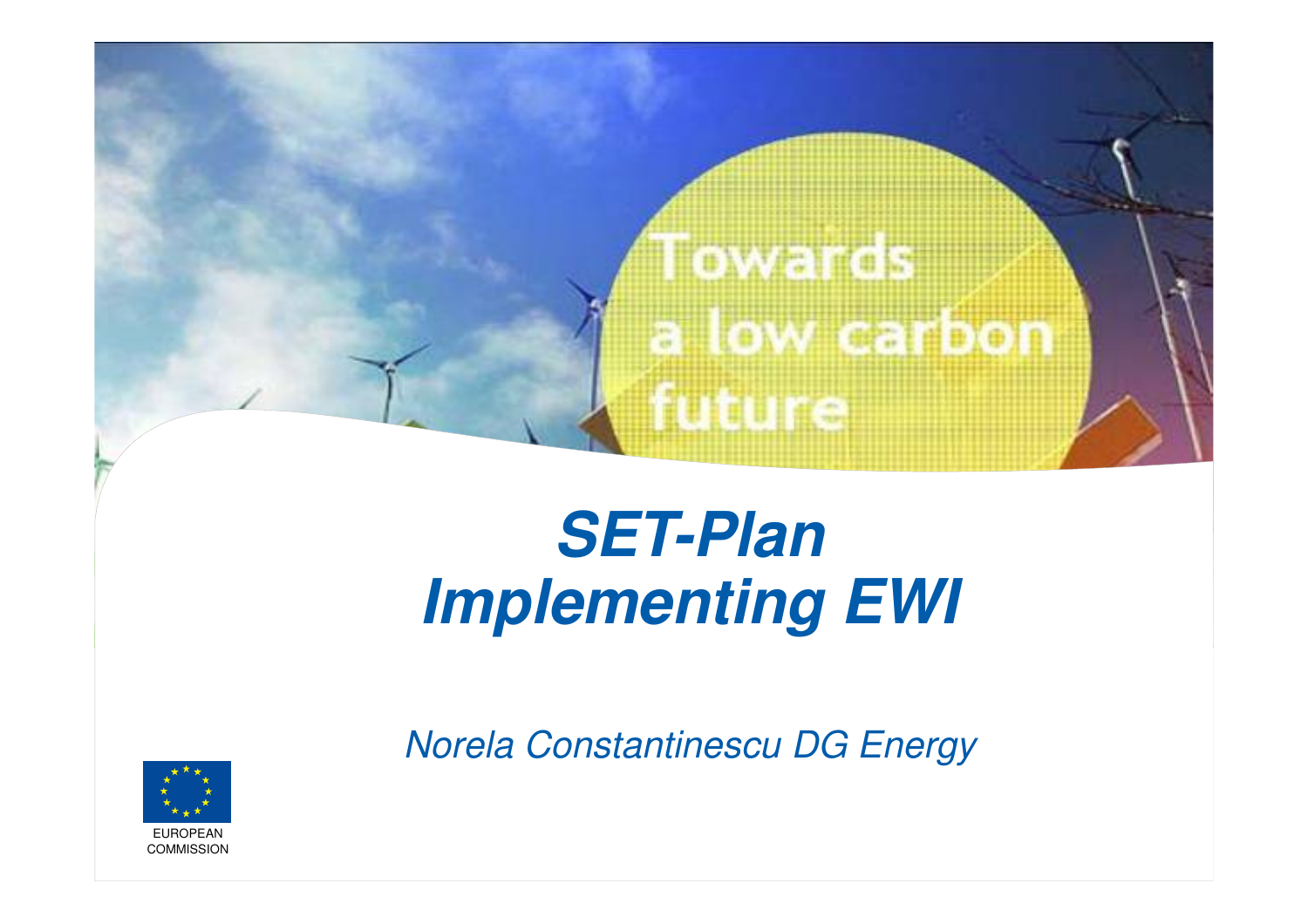Towards a low carbon future

# SET-Plan Implementing EWI

*Norela Constantinescu DG Energy*

EUROPEAN COMMISSION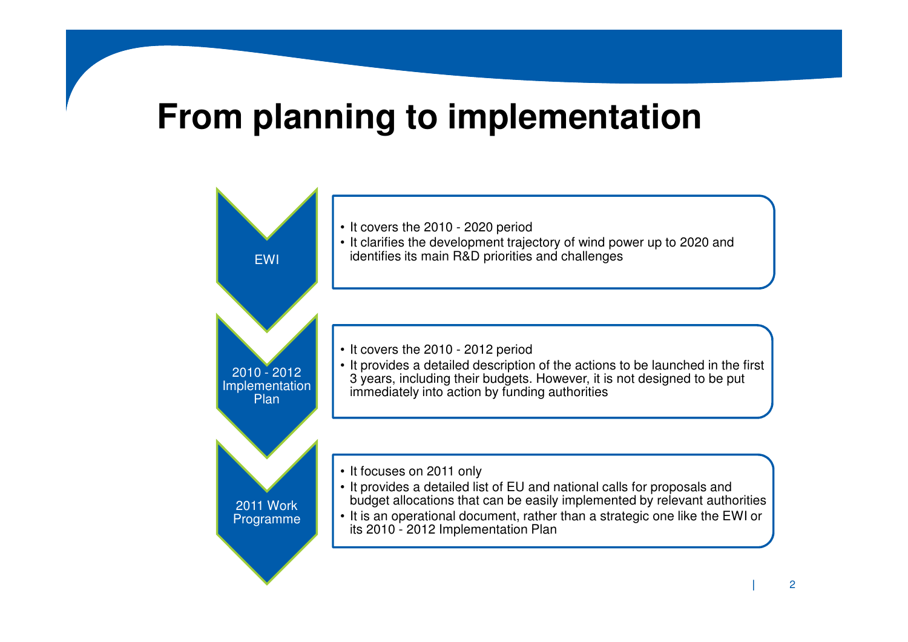# From planning to implementation

## EWI

- It covers the 2010 - 2020 period
- It clarifies the development trajectory of wind power up to 2020 and identifies its main R&D priorities and challenges

## 2010 - 2012 Implementation Plan

- It covers the 2010 - 2012 period
- It provides a detailed description of the actions to be launched in the first 3 years, including their budgets. However, it is not designed to be put immediately into action by funding authorities

## 2011 Work Programme

- It focuses on 2011 only
- It provides a detailed list of EU and national calls for proposals and budget allocations that can be easily implemented by relevant authorities
- It is an operational document, rather than a strategic one like the EWI or its 2010 - 2012 Implementation Plan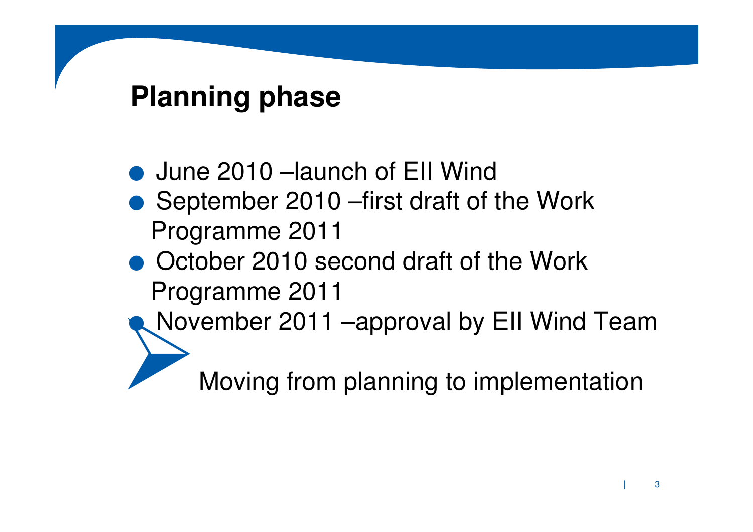## Planning phase

- June 2010 –launch of EII Wind
- September 2010 –first draft of the Work Programme 2011
- October 2010 second draft of the Work Programme 2011
- November 2011 –approval by EII Wind Team

Moving from planning to implementation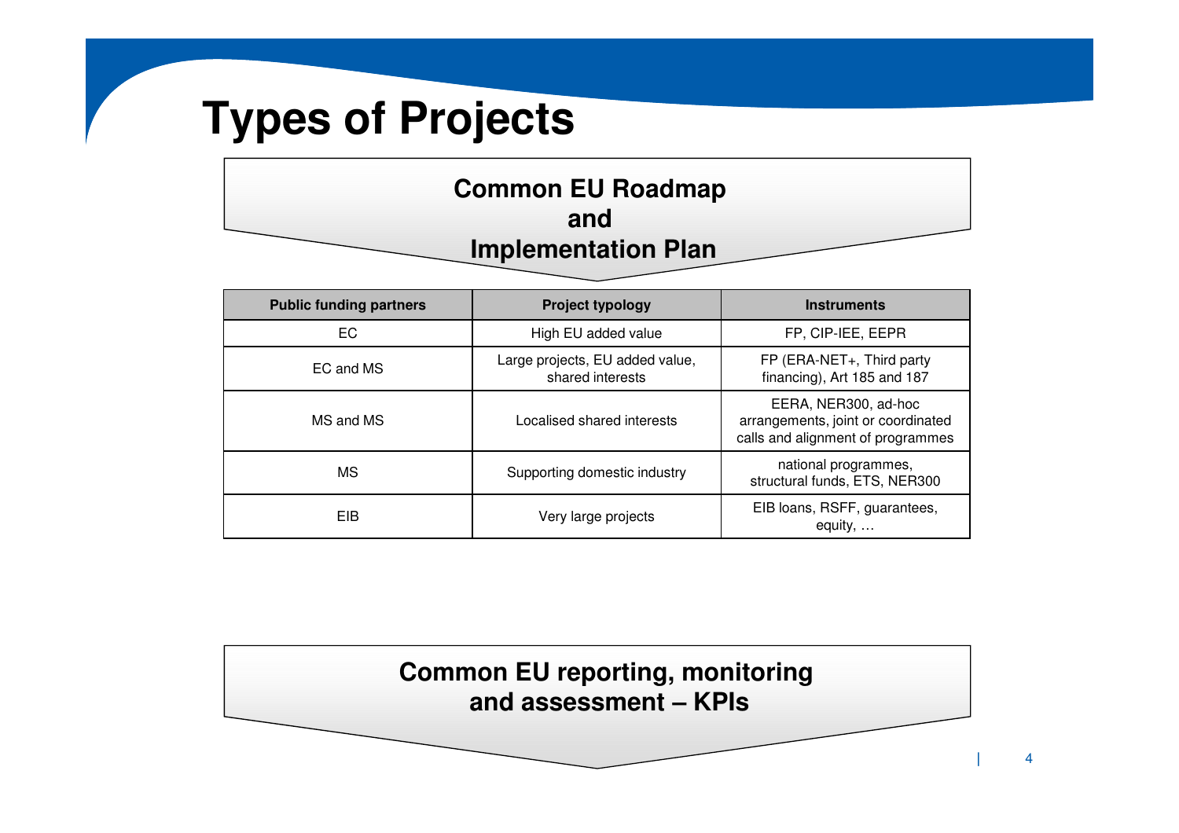# Types of Projects

**Common EU Roadmap and Implementation Plan**

| Public funding partners | Project typology | Instruments |
|---|---|---|
| EC | High EU added value | FP, CIP-IEE, EEPR |
| EC and MS | Large projects, EU added value, shared interests | FP (ERA-NET+, Third party financing), Art 185 and 187 |
| MS and MS | Localised shared interests | EERA, NER300, ad-hoc arrangements, joint or coordinated calls and alignment of programmes |
| MS | Supporting domestic industry | national programmes, structural funds, ETS, NER300 |
| EIB | Very large projects | EIB loans, RSFF, guarantees, equity, … |

**Common EU reporting, monitoring and assessment – KPIs**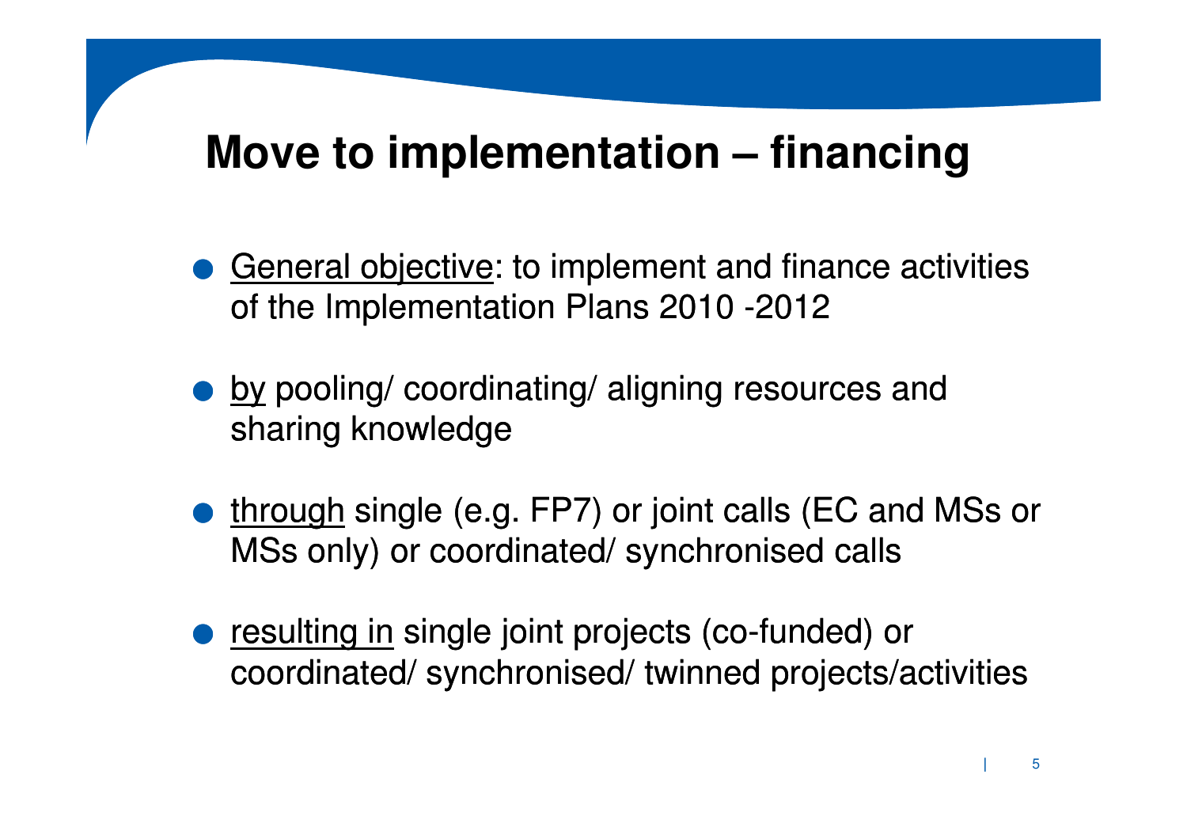# Move to implementation – financing

- <u>General objective</u>: to implement and finance activities of the Implementation Plans 2010 -2012
- <u>by</u> pooling/ coordinating/ aligning resources and sharing knowledge
- <u>through</u> single (e.g. FP7) or joint calls (EC and MSs or MSs only) or coordinated/ synchronised calls
- <u>resulting in</u> single joint projects (co-funded) or coordinated/ synchronised/ twinned projects/activities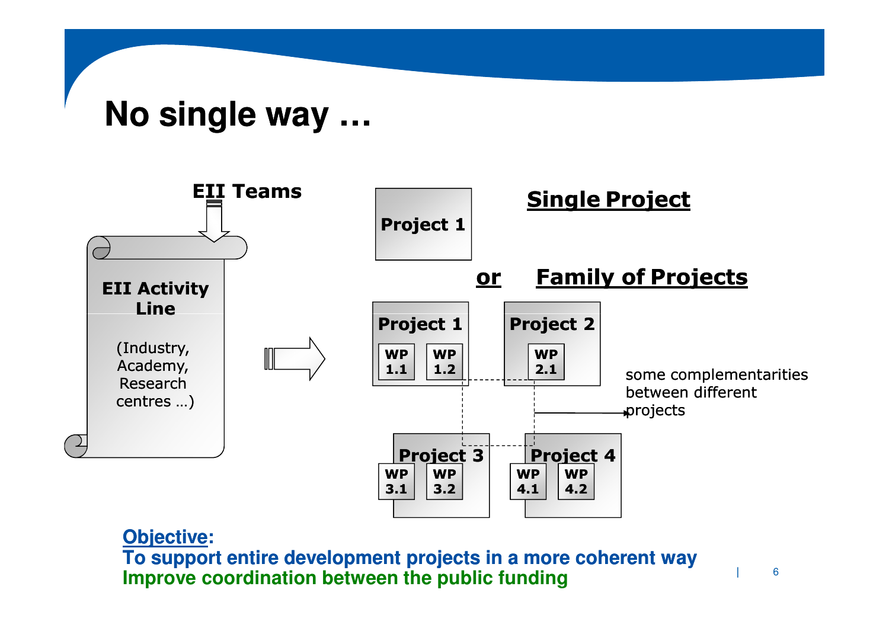# No single way …

EII Teams

**EII Activity Line**

(Industry, Academy, Research centres …)

**Single Project**

Project 1

**or** **Family of Projects**

Project 1: WP 1.1, WP 1.2

Project 2: WP 2.1

Project 3: WP 3.1, WP 3.2

Project 4: WP 4.1, WP 4.2

some complementarities between different projects

**Objective:**

**To support entire development projects in a more coherent way**

**Improve coordination between the public funding**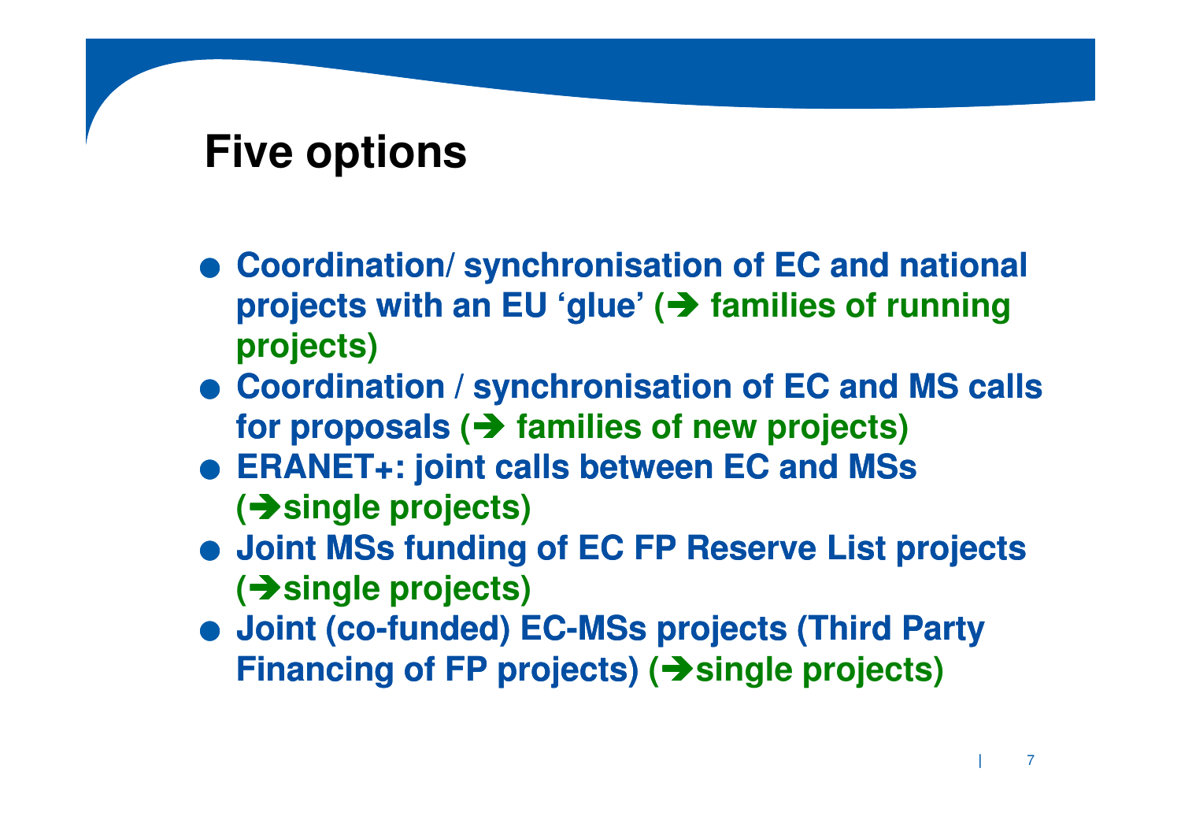# Five options

- **Coordination/ synchronisation of EC and national projects with an EU 'glue' (➔ families of running projects)**
- **Coordination / synchronisation of EC and MS calls for proposals (➔ families of new projects)**
- **ERANET+: joint calls between EC and MSs (➔single projects)**
- **Joint MSs funding of EC FP Reserve List projects (➔single projects)**
- **Joint (co-funded) EC-MSs projects (Third Party Financing of FP projects) (➔single projects)**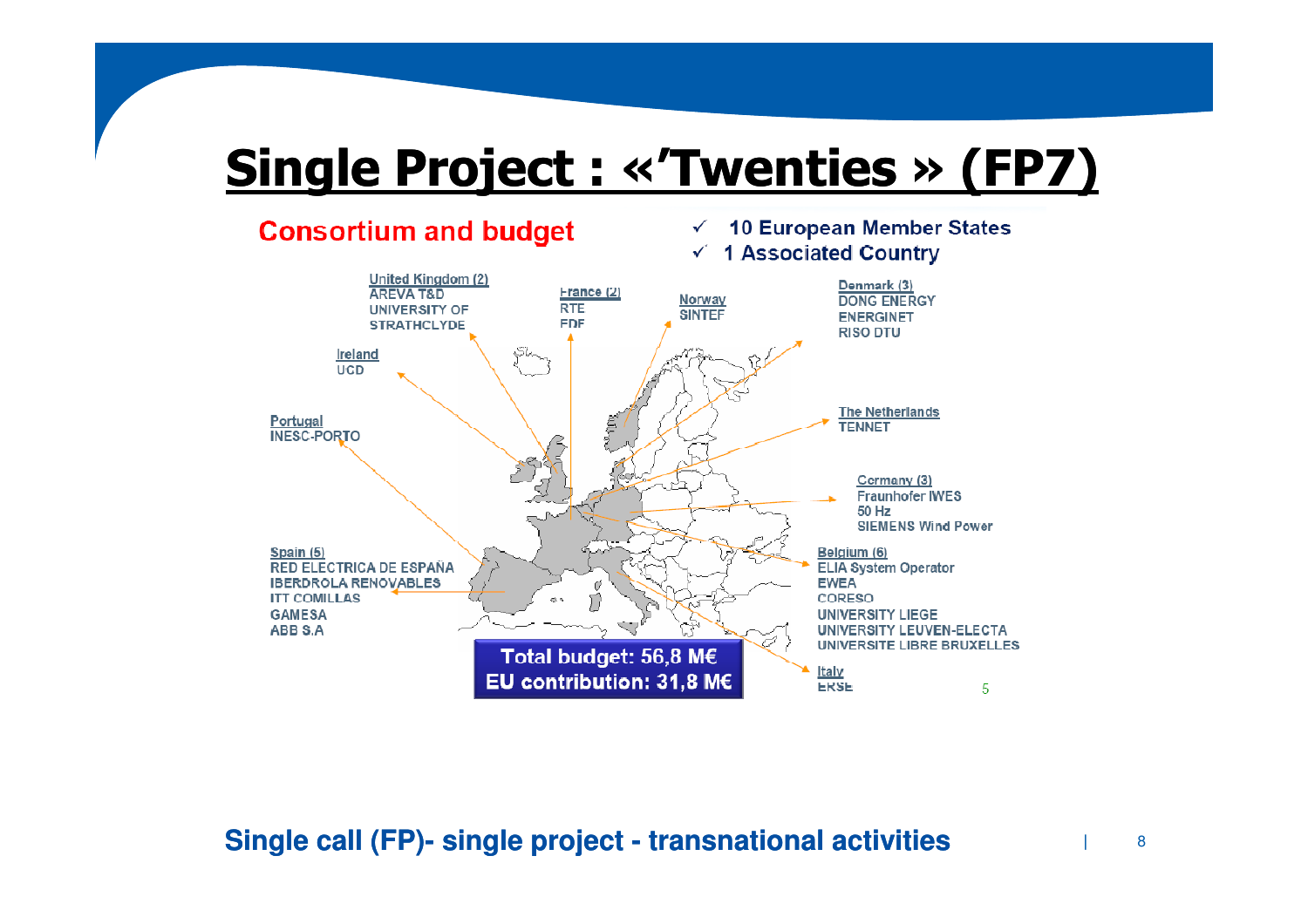# Single Project : «'Twenties » (FP7)

**Consortium and budget**

- ✓ 10 European Member States
- ✓ 1 Associated Country

United Kingdom (2)
AREVA T&D
UNIVERSITY OF STRATHCLYDE

France (2)
RTE
EDF

Norway
SINTEF

Denmark (3)
DONG ENERGY
ENERGINET
RISO DTU

Ireland
UCD

Portugal
INESC-PORTO

The Netherlands
TENNET

Germany (3)
Fraunhofer IWES
50 Hz
SIEMENS Wind Power

Spain (5)
RED ELECTRICA DE ESPAÑA
IBERDROLA RENOVABLES
ITT COMILLAS
GAMESA
ABB S.A

Belgium (6)
ELIA System Operator
EWEA
CORESO
UNIVERSITY LIEGE
UNIVERSITY LEUVEN-ELECTA
UNIVERSITE LIBRE BRUXELLES

Italy
ERSE

**Total budget: 56,8 M€**
**EU contribution: 31,8 M€**

**Single call (FP)- single project - transnational activities**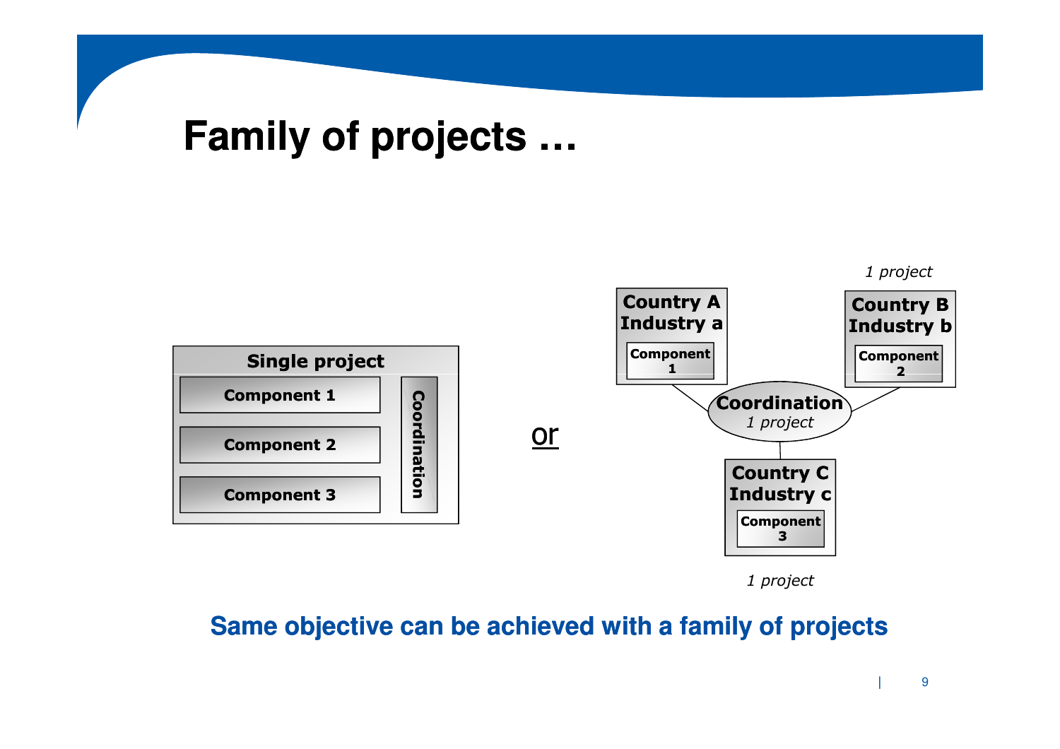# Family of projects …

**Single project**

- Component 1
- Component 2
- Component 3
- Coordination

or

*1 project*

**Country A Industry a** — Component 1

**Country B Industry b** — Component 2

**Coordination** *1 project*

**Country C Industry c** — Component 3

*1 project*

**Same objective can be achieved with a family of projects**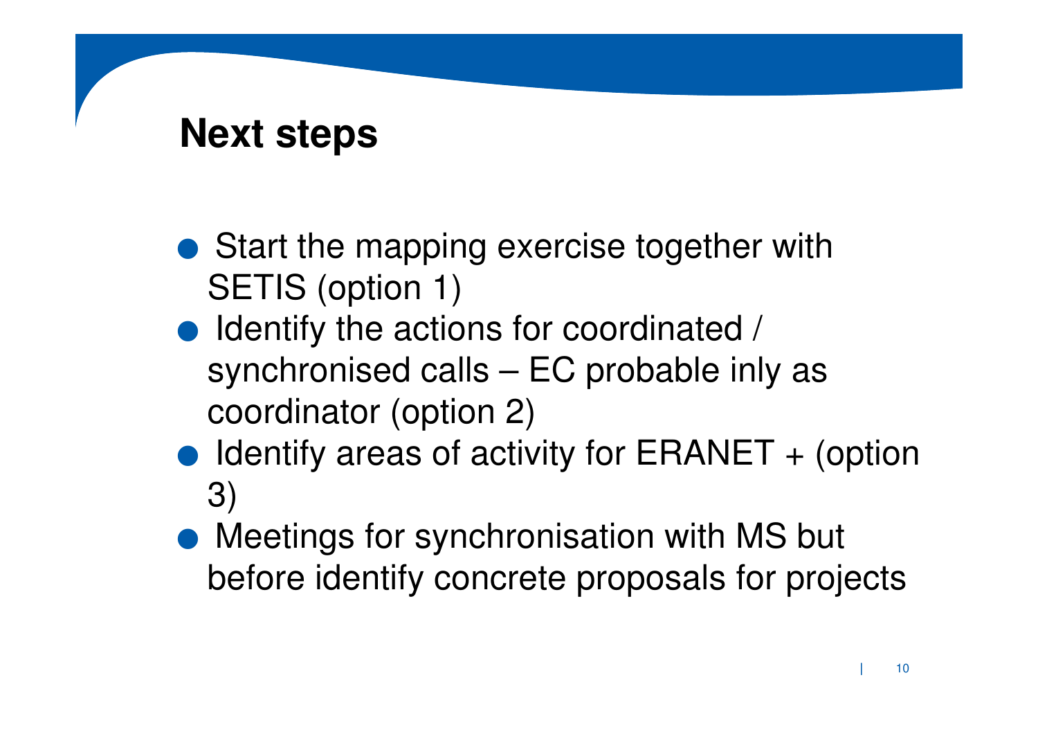# Next steps

- Start the mapping exercise together with SETIS (option 1)
- Identify the actions for coordinated / synchronised calls – EC probable inly as coordinator (option 2)
- Identify areas of activity for ERANET + (option 3)
- Meetings for synchronisation with MS but before identify concrete proposals for projects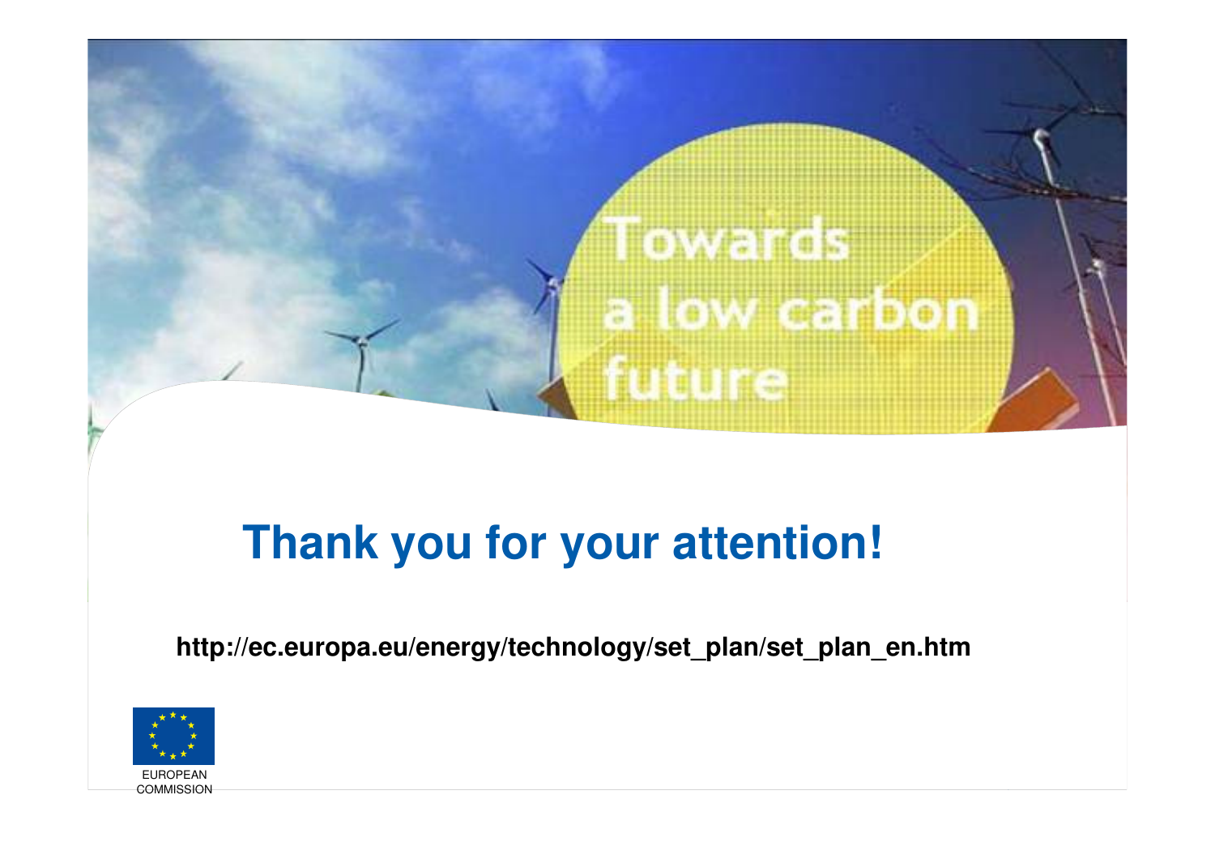Towards a low carbon future

## Thank you for your attention!

**http://ec.europa.eu/energy/technology/set_plan/set_plan_en.htm**

EUROPEAN COMMISSION